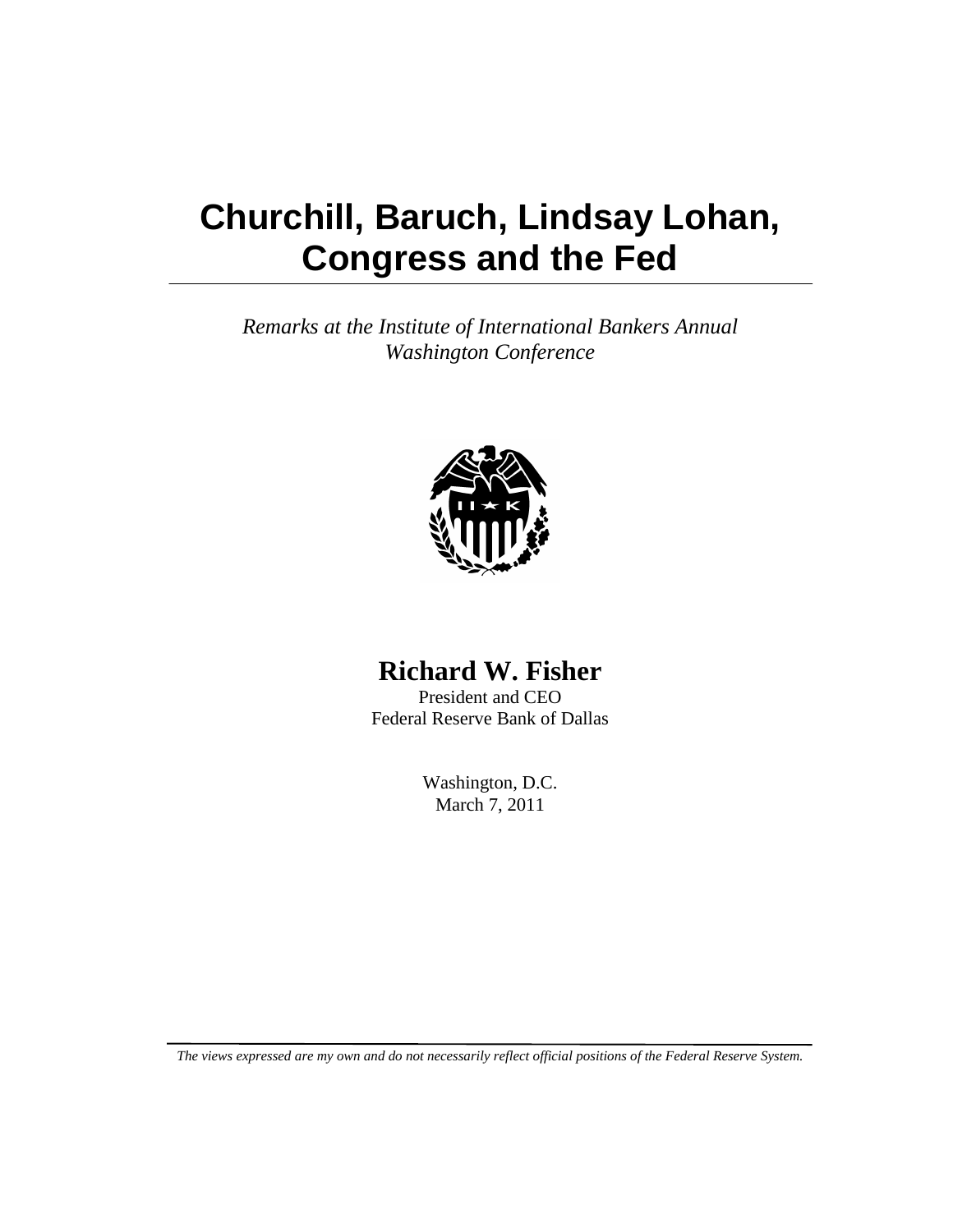# Churchill, Baruch, Lindsay Lohan, Congress and the Fed

*Remarks at the Institute of International Bankers Annual Washington Conference*

**Richard W. Fisher**

President and CEO
Federal Reserve Bank of Dallas

Washington, D.C.
March 7, 2011

*The views expressed are my own and do not necessarily reflect official positions of the Federal Reserve System.*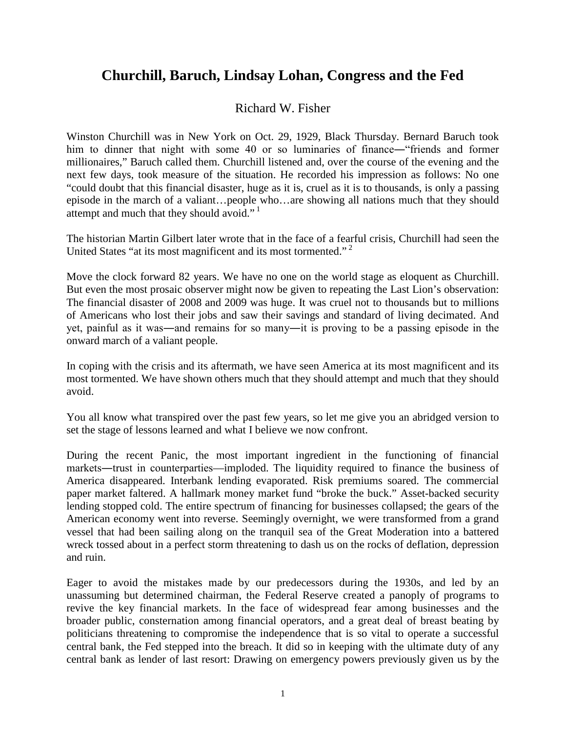# Churchill, Baruch, Lindsay Lohan, Congress and the Fed

Richard W. Fisher

Winston Churchill was in New York on Oct. 29, 1929, Black Thursday. Bernard Baruch took him to dinner that night with some 40 or so luminaries of finance―"friends and former millionaires," Baruch called them. Churchill listened and, over the course of the evening and the next few days, took measure of the situation. He recorded his impression as follows: No one "could doubt that this financial disaster, huge as it is, cruel as it is to thousands, is only a passing episode in the march of a valiant…people who…are showing all nations much that they should attempt and much that they should avoid." [1]

The historian Martin Gilbert later wrote that in the face of a fearful crisis, Churchill had seen the United States "at its most magnificent and its most tormented." [2]

Move the clock forward 82 years. We have no one on the world stage as eloquent as Churchill. But even the most prosaic observer might now be given to repeating the Last Lion's observation: The financial disaster of 2008 and 2009 was huge. It was cruel not to thousands but to millions of Americans who lost their jobs and saw their savings and standard of living decimated. And yet, painful as it was―and remains for so many―it is proving to be a passing episode in the onward march of a valiant people.

In coping with the crisis and its aftermath, we have seen America at its most magnificent and its most tormented. We have shown others much that they should attempt and much that they should avoid.

You all know what transpired over the past few years, so let me give you an abridged version to set the stage of lessons learned and what I believe we now confront.

During the recent Panic, the most important ingredient in the functioning of financial markets―trust in counterparties—imploded. The liquidity required to finance the business of America disappeared. Interbank lending evaporated. Risk premiums soared. The commercial paper market faltered. A hallmark money market fund "broke the buck." Asset-backed security lending stopped cold. The entire spectrum of financing for businesses collapsed; the gears of the American economy went into reverse. Seemingly overnight, we were transformed from a grand vessel that had been sailing along on the tranquil sea of the Great Moderation into a battered wreck tossed about in a perfect storm threatening to dash us on the rocks of deflation, depression and ruin.

Eager to avoid the mistakes made by our predecessors during the 1930s, and led by an unassuming but determined chairman, the Federal Reserve created a panoply of programs to revive the key financial markets. In the face of widespread fear among businesses and the broader public, consternation among financial operators, and a great deal of breast beating by politicians threatening to compromise the independence that is so vital to operate a successful central bank, the Fed stepped into the breach. It did so in keeping with the ultimate duty of any central bank as lender of last resort: Drawing on emergency powers previously given us by the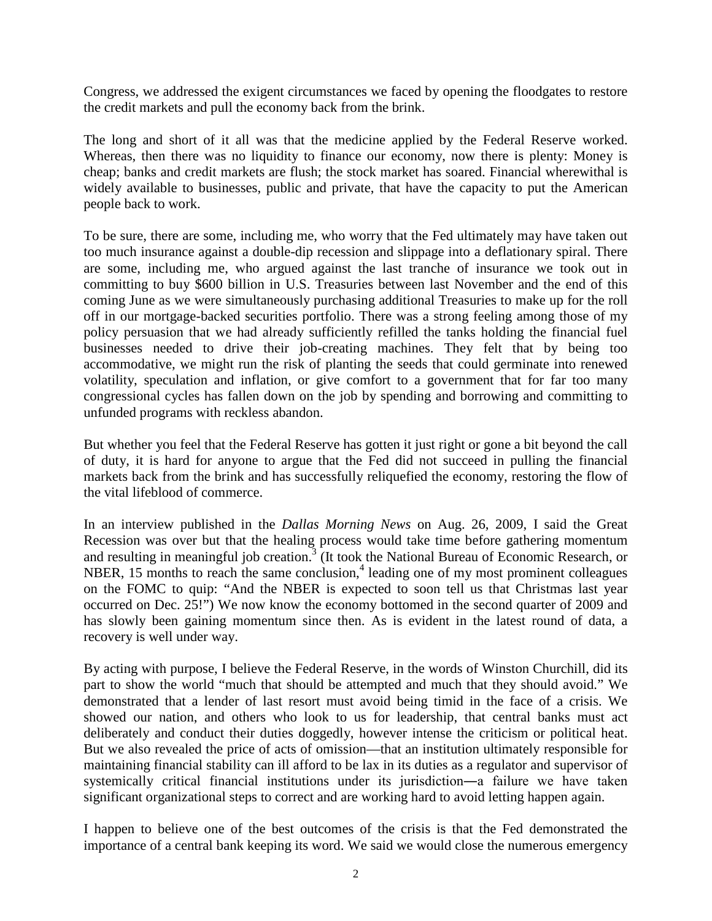Congress, we addressed the exigent circumstances we faced by opening the floodgates to restore the credit markets and pull the economy back from the brink.

The long and short of it all was that the medicine applied by the Federal Reserve worked. Whereas, then there was no liquidity to finance our economy, now there is plenty: Money is cheap; banks and credit markets are flush; the stock market has soared. Financial wherewithal is widely available to businesses, public and private, that have the capacity to put the American people back to work.

To be sure, there are some, including me, who worry that the Fed ultimately may have taken out too much insurance against a double-dip recession and slippage into a deflationary spiral. There are some, including me, who argued against the last tranche of insurance we took out in committing to buy $600 billion in U.S. Treasuries between last November and the end of this coming June as we were simultaneously purchasing additional Treasuries to make up for the roll off in our mortgage-backed securities portfolio. There was a strong feeling among those of my policy persuasion that we had already sufficiently refilled the tanks holding the financial fuel businesses needed to drive their job-creating machines. They felt that by being too accommodative, we might run the risk of planting the seeds that could germinate into renewed volatility, speculation and inflation, or give comfort to a government that for far too many congressional cycles has fallen down on the job by spending and borrowing and committing to unfunded programs with reckless abandon.

But whether you feel that the Federal Reserve has gotten it just right or gone a bit beyond the call of duty, it is hard for anyone to argue that the Fed did not succeed in pulling the financial markets back from the brink and has successfully reliquefied the economy, restoring the flow of the vital lifeblood of commerce.

In an interview published in the *Dallas Morning News* on Aug. 26, 2009, I said the Great Recession was over but that the healing process would take time before gathering momentum and resulting in meaningful job creation.[3] (It took the National Bureau of Economic Research, or NBER, 15 months to reach the same conclusion,[4] leading one of my most prominent colleagues on the FOMC to quip: "And the NBER is expected to soon tell us that Christmas last year occurred on Dec. 25!") We now know the economy bottomed in the second quarter of 2009 and has slowly been gaining momentum since then. As is evident in the latest round of data, a recovery is well under way.

By acting with purpose, I believe the Federal Reserve, in the words of Winston Churchill, did its part to show the world "much that should be attempted and much that they should avoid." We demonstrated that a lender of last resort must avoid being timid in the face of a crisis. We showed our nation, and others who look to us for leadership, that central banks must act deliberately and conduct their duties doggedly, however intense the criticism or political heat. But we also revealed the price of acts of omission—that an institution ultimately responsible for maintaining financial stability can ill afford to be lax in its duties as a regulator and supervisor of systemically critical financial institutions under its jurisdiction—a failure we have taken significant organizational steps to correct and are working hard to avoid letting happen again.

I happen to believe one of the best outcomes of the crisis is that the Fed demonstrated the importance of a central bank keeping its word. We said we would close the numerous emergency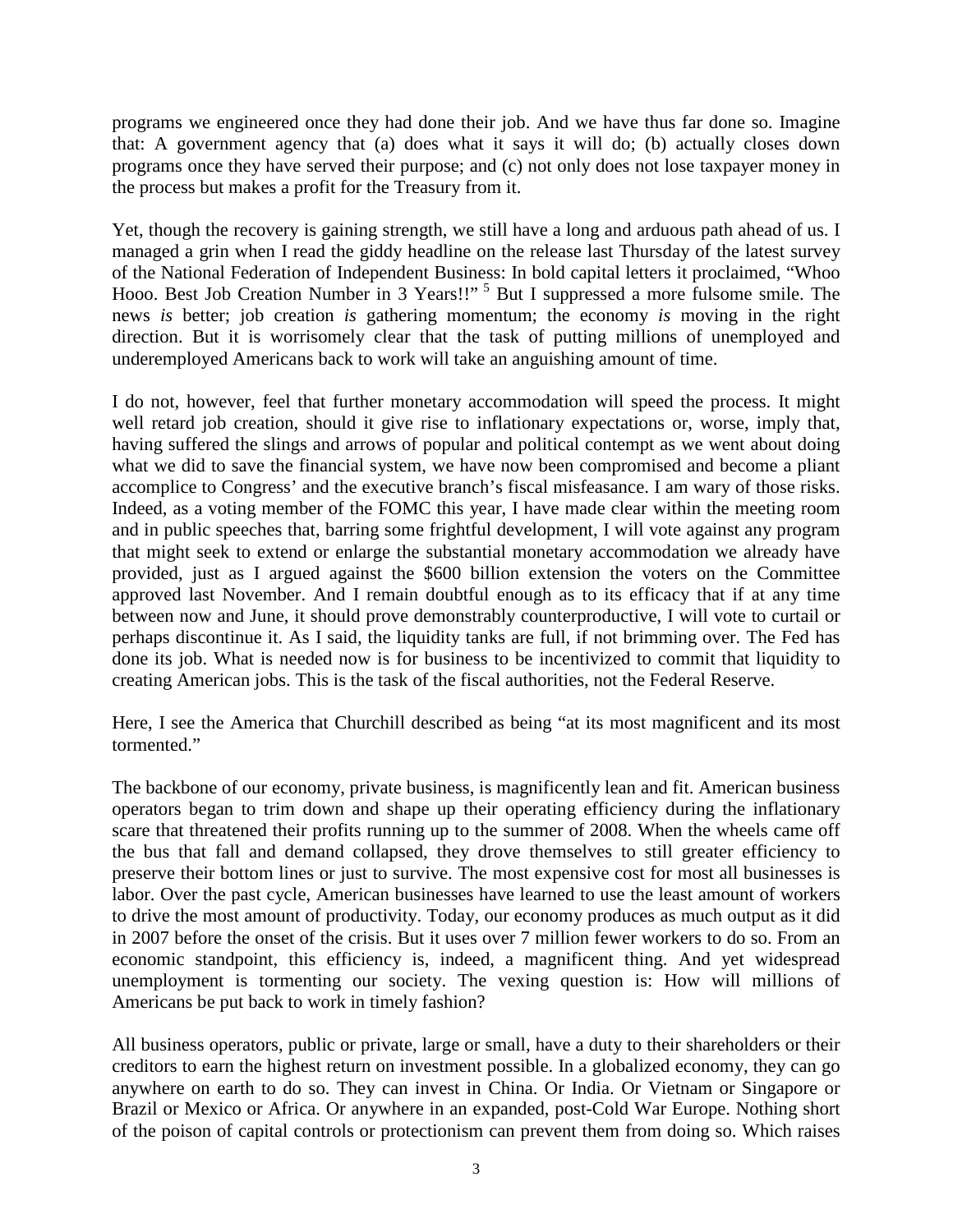programs we engineered once they had done their job. And we have thus far done so. Imagine that: A government agency that (a) does what it says it will do; (b) actually closes down programs once they have served their purpose; and (c) not only does not lose taxpayer money in the process but makes a profit for the Treasury from it.

Yet, though the recovery is gaining strength, we still have a long and arduous path ahead of us. I managed a grin when I read the giddy headline on the release last Thursday of the latest survey of the National Federation of Independent Business: In bold capital letters it proclaimed, "Whoo Hooo. Best Job Creation Number in 3 Years!!" [5] But I suppressed a more fulsome smile. The news *is* better; job creation *is* gathering momentum; the economy *is* moving in the right direction. But it is worrisomely clear that the task of putting millions of unemployed and underemployed Americans back to work will take an anguishing amount of time.

I do not, however, feel that further monetary accommodation will speed the process. It might well retard job creation, should it give rise to inflationary expectations or, worse, imply that, having suffered the slings and arrows of popular and political contempt as we went about doing what we did to save the financial system, we have now been compromised and become a pliant accomplice to Congress' and the executive branch's fiscal misfeasance. I am wary of those risks. Indeed, as a voting member of the FOMC this year, I have made clear within the meeting room and in public speeches that, barring some frightful development, I will vote against any program that might seek to extend or enlarge the substantial monetary accommodation we already have provided, just as I argued against the $600 billion extension the voters on the Committee approved last November. And I remain doubtful enough as to its efficacy that if at any time between now and June, it should prove demonstrably counterproductive, I will vote to curtail or perhaps discontinue it. As I said, the liquidity tanks are full, if not brimming over. The Fed has done its job. What is needed now is for business to be incentivized to commit that liquidity to creating American jobs. This is the task of the fiscal authorities, not the Federal Reserve.

Here, I see the America that Churchill described as being "at its most magnificent and its most tormented."

The backbone of our economy, private business, is magnificently lean and fit. American business operators began to trim down and shape up their operating efficiency during the inflationary scare that threatened their profits running up to the summer of 2008. When the wheels came off the bus that fall and demand collapsed, they drove themselves to still greater efficiency to preserve their bottom lines or just to survive. The most expensive cost for most all businesses is labor. Over the past cycle, American businesses have learned to use the least amount of workers to drive the most amount of productivity. Today, our economy produces as much output as it did in 2007 before the onset of the crisis. But it uses over 7 million fewer workers to do so. From an economic standpoint, this efficiency is, indeed, a magnificent thing. And yet widespread unemployment is tormenting our society. The vexing question is: How will millions of Americans be put back to work in timely fashion?

All business operators, public or private, large or small, have a duty to their shareholders or their creditors to earn the highest return on investment possible. In a globalized economy, they can go anywhere on earth to do so. They can invest in China. Or India. Or Vietnam or Singapore or Brazil or Mexico or Africa. Or anywhere in an expanded, post-Cold War Europe. Nothing short of the poison of capital controls or protectionism can prevent them from doing so. Which raises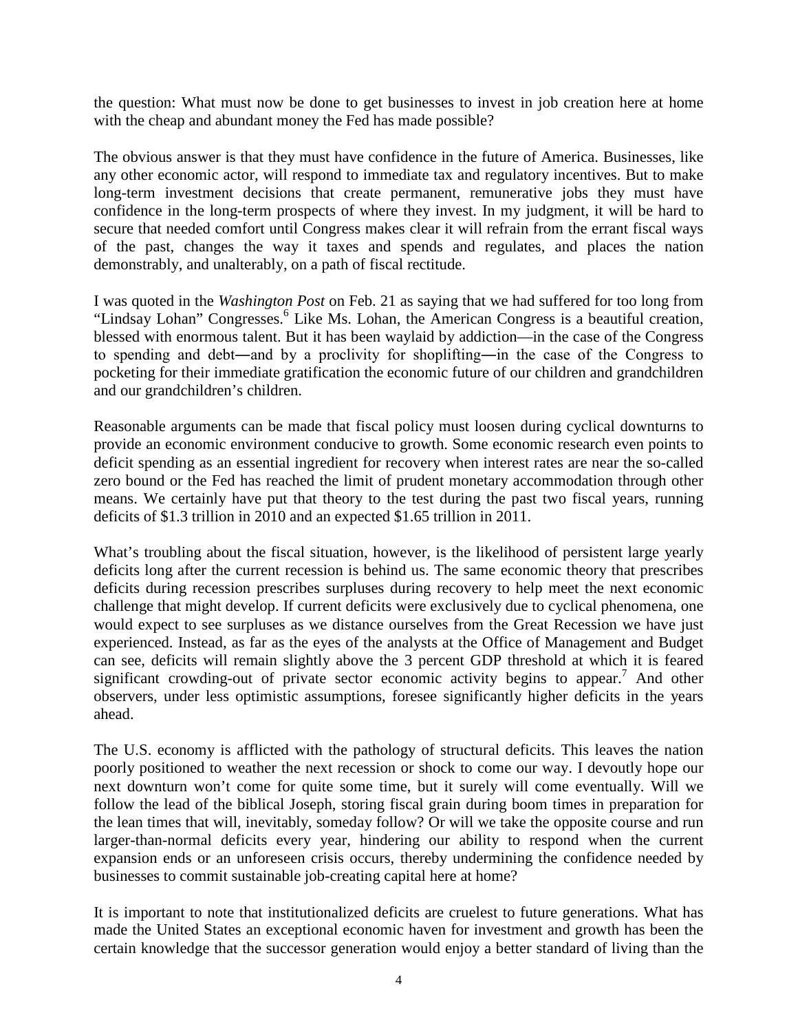the question: What must now be done to get businesses to invest in job creation here at home with the cheap and abundant money the Fed has made possible?

The obvious answer is that they must have confidence in the future of America. Businesses, like any other economic actor, will respond to immediate tax and regulatory incentives. But to make long-term investment decisions that create permanent, remunerative jobs they must have confidence in the long-term prospects of where they invest. In my judgment, it will be hard to secure that needed comfort until Congress makes clear it will refrain from the errant fiscal ways of the past, changes the way it taxes and spends and regulates, and places the nation demonstrably, and unalterably, on a path of fiscal rectitude.

I was quoted in the *Washington Post* on Feb. 21 as saying that we had suffered for too long from "Lindsay Lohan" Congresses.[6] Like Ms. Lohan, the American Congress is a beautiful creation, blessed with enormous talent. But it has been waylaid by addiction—in the case of the Congress to spending and debt—and by a proclivity for shoplifting—in the case of the Congress to pocketing for their immediate gratification the economic future of our children and grandchildren and our grandchildren's children.

Reasonable arguments can be made that fiscal policy must loosen during cyclical downturns to provide an economic environment conducive to growth. Some economic research even points to deficit spending as an essential ingredient for recovery when interest rates are near the so-called zero bound or the Fed has reached the limit of prudent monetary accommodation through other means. We certainly have put that theory to the test during the past two fiscal years, running deficits of $1.3 trillion in 2010 and an expected $1.65 trillion in 2011.

What's troubling about the fiscal situation, however, is the likelihood of persistent large yearly deficits long after the current recession is behind us. The same economic theory that prescribes deficits during recession prescribes surpluses during recovery to help meet the next economic challenge that might develop. If current deficits were exclusively due to cyclical phenomena, one would expect to see surpluses as we distance ourselves from the Great Recession we have just experienced. Instead, as far as the eyes of the analysts at the Office of Management and Budget can see, deficits will remain slightly above the 3 percent GDP threshold at which it is feared significant crowding-out of private sector economic activity begins to appear.[7] And other observers, under less optimistic assumptions, foresee significantly higher deficits in the years ahead.

The U.S. economy is afflicted with the pathology of structural deficits. This leaves the nation poorly positioned to weather the next recession or shock to come our way. I devoutly hope our next downturn won't come for quite some time, but it surely will come eventually. Will we follow the lead of the biblical Joseph, storing fiscal grain during boom times in preparation for the lean times that will, inevitably, someday follow? Or will we take the opposite course and run larger-than-normal deficits every year, hindering our ability to respond when the current expansion ends or an unforeseen crisis occurs, thereby undermining the confidence needed by businesses to commit sustainable job-creating capital here at home?

It is important to note that institutionalized deficits are cruelest to future generations. What has made the United States an exceptional economic haven for investment and growth has been the certain knowledge that the successor generation would enjoy a better standard of living than the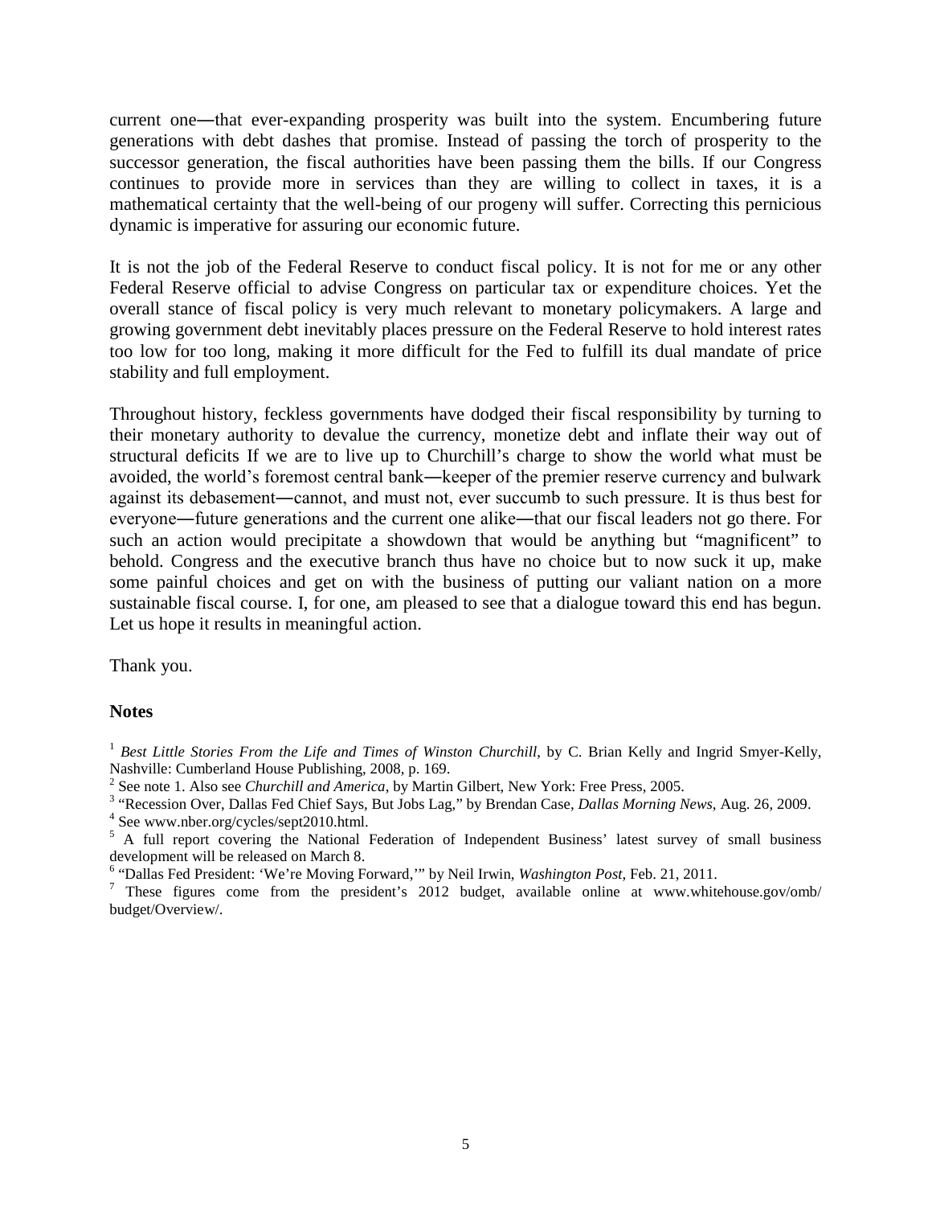current one—that ever-expanding prosperity was built into the system. Encumbering future generations with debt dashes that promise. Instead of passing the torch of prosperity to the successor generation, the fiscal authorities have been passing them the bills. If our Congress continues to provide more in services than they are willing to collect in taxes, it is a mathematical certainty that the well-being of our progeny will suffer. Correcting this pernicious dynamic is imperative for assuring our economic future.

It is not the job of the Federal Reserve to conduct fiscal policy. It is not for me or any other Federal Reserve official to advise Congress on particular tax or expenditure choices. Yet the overall stance of fiscal policy is very much relevant to monetary policymakers. A large and growing government debt inevitably places pressure on the Federal Reserve to hold interest rates too low for too long, making it more difficult for the Fed to fulfill its dual mandate of price stability and full employment.

Throughout history, feckless governments have dodged their fiscal responsibility by turning to their monetary authority to devalue the currency, monetize debt and inflate their way out of structural deficits If we are to live up to Churchill's charge to show the world what must be avoided, the world's foremost central bank—keeper of the premier reserve currency and bulwark against its debasement—cannot, and must not, ever succumb to such pressure. It is thus best for everyone—future generations and the current one alike—that our fiscal leaders not go there. For such an action would precipitate a showdown that would be anything but "magnificent" to behold. Congress and the executive branch thus have no choice but to now suck it up, make some painful choices and get on with the business of putting our valiant nation on a more sustainable fiscal course. I, for one, am pleased to see that a dialogue toward this end has begun. Let us hope it results in meaningful action.

Thank you.

**Notes**

[1] *Best Little Stories From the Life and Times of Winston Churchill*, by C. Brian Kelly and Ingrid Smyer-Kelly, Nashville: Cumberland House Publishing, 2008, p. 169.

[2] See note 1. Also see *Churchill and America*, by Martin Gilbert, New York: Free Press, 2005.

[3] "Recession Over, Dallas Fed Chief Says, But Jobs Lag," by Brendan Case, *Dallas Morning News*, Aug. 26, 2009.

[4] See www.nber.org/cycles/sept2010.html.

[5] A full report covering the National Federation of Independent Business' latest survey of small business development will be released on March 8.

[6] "Dallas Fed President: 'We're Moving Forward,'" by Neil Irwin, *Washington Post*, Feb. 21, 2011.

[7] These figures come from the president's 2012 budget, available online at www.whitehouse.gov/omb/budget/Overview/.